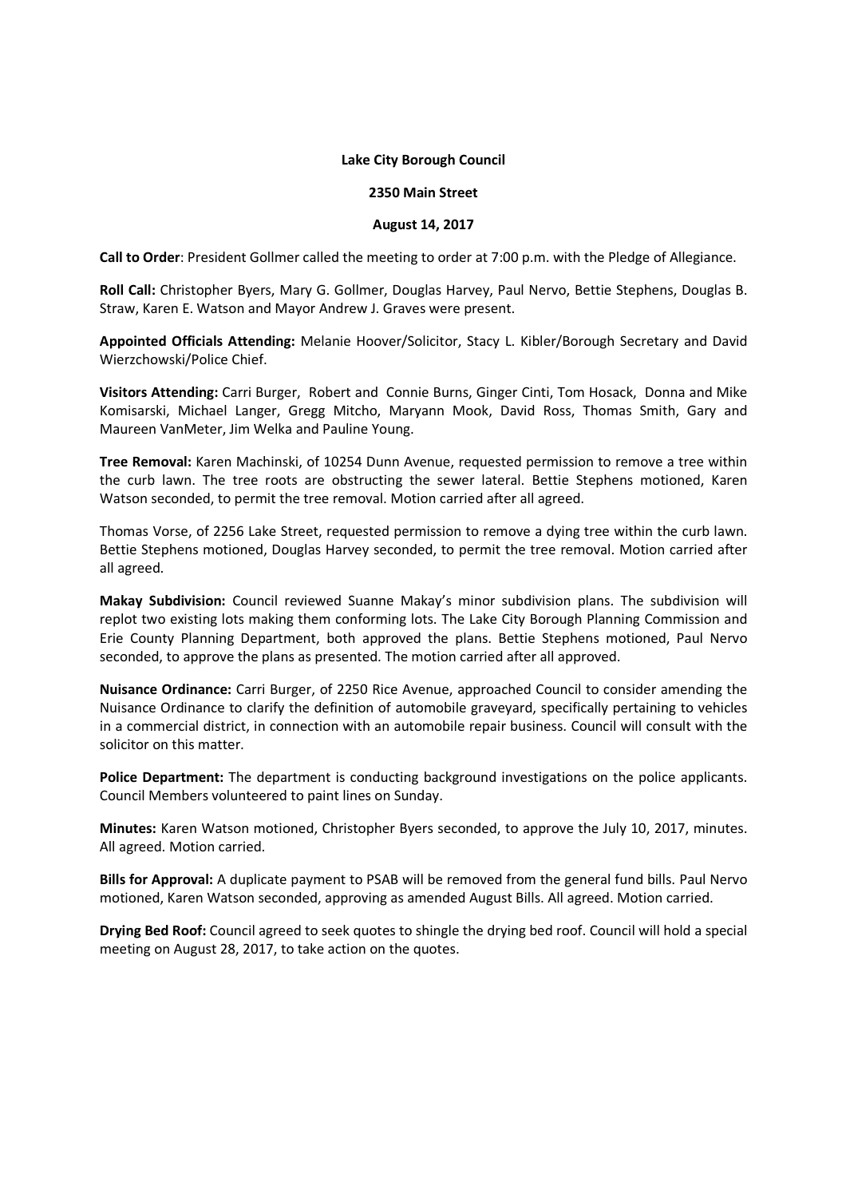**Lake City Borough Council**

**2350 Main Street**

**August 14, 2017**

**Call to Order**: President Gollmer called the meeting to order at 7:00 p.m. with the Pledge of Allegiance.

**Roll Call:** Christopher Byers, Mary G. Gollmer, Douglas Harvey, Paul Nervo, Bettie Stephens, Douglas B. Straw, Karen E. Watson and Mayor Andrew J. Graves were present.

**Appointed Officials Attending:** Melanie Hoover/Solicitor, Stacy L. Kibler/Borough Secretary and David Wierzchowski/Police Chief.

**Visitors Attending:** Carri Burger, Robert and Connie Burns, Ginger Cinti, Tom Hosack, Donna and Mike Komisarski, Michael Langer, Gregg Mitcho, Maryann Mook, David Ross, Thomas Smith, Gary and Maureen VanMeter, Jim Welka and Pauline Young.

**Tree Removal:** Karen Machinski, of 10254 Dunn Avenue, requested permission to remove a tree within the curb lawn. The tree roots are obstructing the sewer lateral. Bettie Stephens motioned, Karen Watson seconded, to permit the tree removal. Motion carried after all agreed.

Thomas Vorse, of 2256 Lake Street, requested permission to remove a dying tree within the curb lawn. Bettie Stephens motioned, Douglas Harvey seconded, to permit the tree removal. Motion carried after all agreed.

**Makay Subdivision:** Council reviewed Suanne Makay's minor subdivision plans. The subdivision will replot two existing lots making them conforming lots. The Lake City Borough Planning Commission and Erie County Planning Department, both approved the plans. Bettie Stephens motioned, Paul Nervo seconded, to approve the plans as presented. The motion carried after all approved.

**Nuisance Ordinance:** Carri Burger, of 2250 Rice Avenue, approached Council to consider amending the Nuisance Ordinance to clarify the definition of automobile graveyard, specifically pertaining to vehicles in a commercial district, in connection with an automobile repair business. Council will consult with the solicitor on this matter.

**Police Department:** The department is conducting background investigations on the police applicants. Council Members volunteered to paint lines on Sunday.

**Minutes:** Karen Watson motioned, Christopher Byers seconded, to approve the July 10, 2017, minutes. All agreed. Motion carried.

**Bills for Approval:** A duplicate payment to PSAB will be removed from the general fund bills. Paul Nervo motioned, Karen Watson seconded, approving as amended August Bills. All agreed. Motion carried.

**Drying Bed Roof:** Council agreed to seek quotes to shingle the drying bed roof. Council will hold a special meeting on August 28, 2017, to take action on the quotes.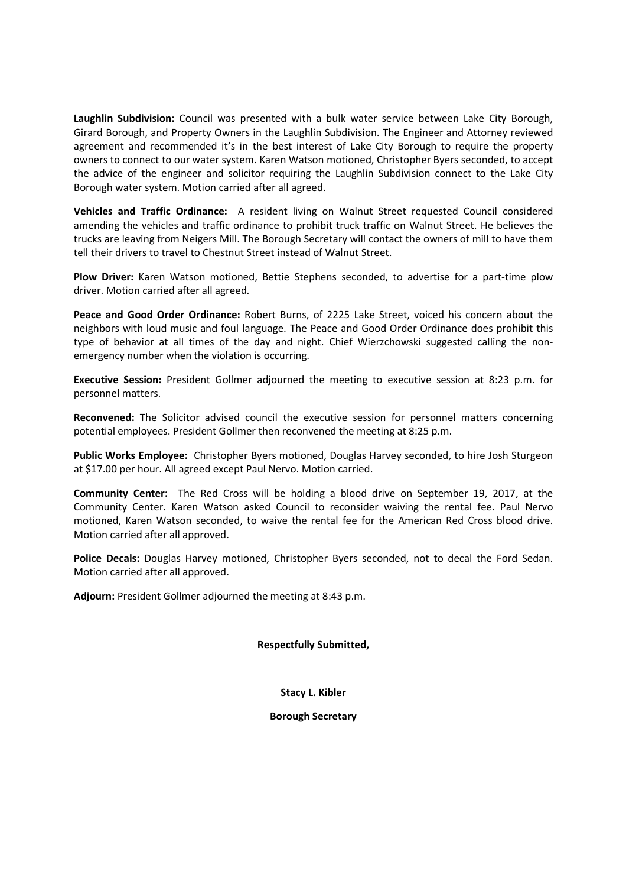**Laughlin Subdivision:** Council was presented with a bulk water service between Lake City Borough, Girard Borough, and Property Owners in the Laughlin Subdivision. The Engineer and Attorney reviewed agreement and recommended it's in the best interest of Lake City Borough to require the property owners to connect to our water system. Karen Watson motioned, Christopher Byers seconded, to accept the advice of the engineer and solicitor requiring the Laughlin Subdivision connect to the Lake City Borough water system. Motion carried after all agreed.

**Vehicles and Traffic Ordinance:** A resident living on Walnut Street requested Council considered amending the vehicles and traffic ordinance to prohibit truck traffic on Walnut Street. He believes the trucks are leaving from Neigers Mill. The Borough Secretary will contact the owners of mill to have them tell their drivers to travel to Chestnut Street instead of Walnut Street.

**Plow Driver:** Karen Watson motioned, Bettie Stephens seconded, to advertise for a part-time plow driver. Motion carried after all agreed.

**Peace and Good Order Ordinance:** Robert Burns, of 2225 Lake Street, voiced his concern about the neighbors with loud music and foul language. The Peace and Good Order Ordinance does prohibit this type of behavior at all times of the day and night. Chief Wierzchowski suggested calling the non-emergency number when the violation is occurring.

**Executive Session:** President Gollmer adjourned the meeting to executive session at 8:23 p.m. for personnel matters.

**Reconvened:** The Solicitor advised council the executive session for personnel matters concerning potential employees. President Gollmer then reconvened the meeting at 8:25 p.m.

**Public Works Employee:** Christopher Byers motioned, Douglas Harvey seconded, to hire Josh Sturgeon at $17.00 per hour. All agreed except Paul Nervo. Motion carried.

**Community Center:** The Red Cross will be holding a blood drive on September 19, 2017, at the Community Center. Karen Watson asked Council to reconsider waiving the rental fee. Paul Nervo motioned, Karen Watson seconded, to waive the rental fee for the American Red Cross blood drive. Motion carried after all approved.

**Police Decals:** Douglas Harvey motioned, Christopher Byers seconded, not to decal the Ford Sedan. Motion carried after all approved.

**Adjourn:** President Gollmer adjourned the meeting at 8:43 p.m.

**Respectfully Submitted,**

**Stacy L. Kibler**

**Borough Secretary**